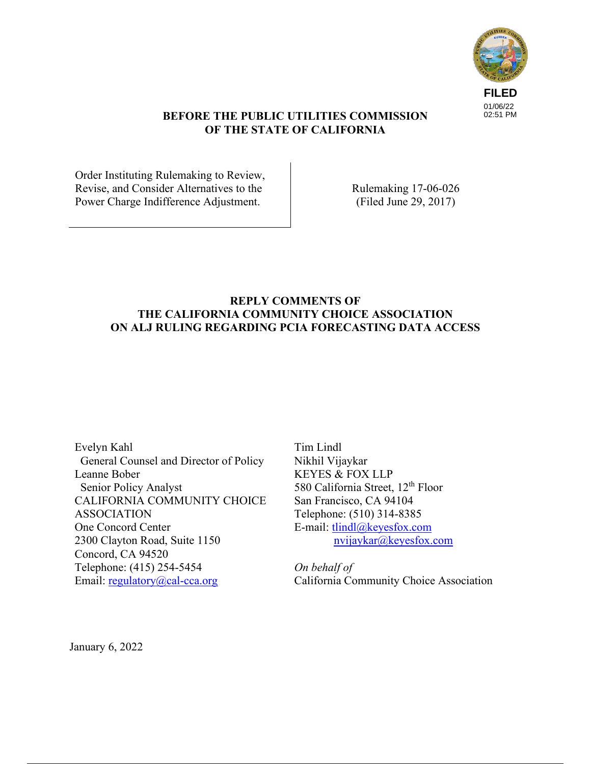FILED
01/06/22
02:51 PM

**BEFORE THE PUBLIC UTILITIES COMMISSION
OF THE STATE OF CALIFORNIA**

| | |
|---|---|
| Order Instituting Rulemaking to Review, Revise, and Consider Alternatives to the Power Charge Indifference Adjustment. | Rulemaking 17-06-026 (Filed June 29, 2017) |

**REPLY COMMENTS OF
THE CALIFORNIA COMMUNITY CHOICE ASSOCIATION
ON ALJ RULING REGARDING PCIA FORECASTING DATA ACCESS**

Evelyn Kahl
General Counsel and Director of Policy
Leanne Bober
Senior Policy Analyst
CALIFORNIA COMMUNITY CHOICE ASSOCIATION
One Concord Center
2300 Clayton Road, Suite 1150
Concord, CA 94520
Telephone: (415) 254-5454
Email: regulatory@cal-cca.org

Tim Lindl
Nikhil Vijaykar
KEYES & FOX LLP
580 California Street, 12th Floor
San Francisco, CA 94104
Telephone: (510) 314-8385
E-mail: tlindl@keyesfox.com
nvijaykar@keyesfox.com

*On behalf of*
California Community Choice Association

January 6, 2022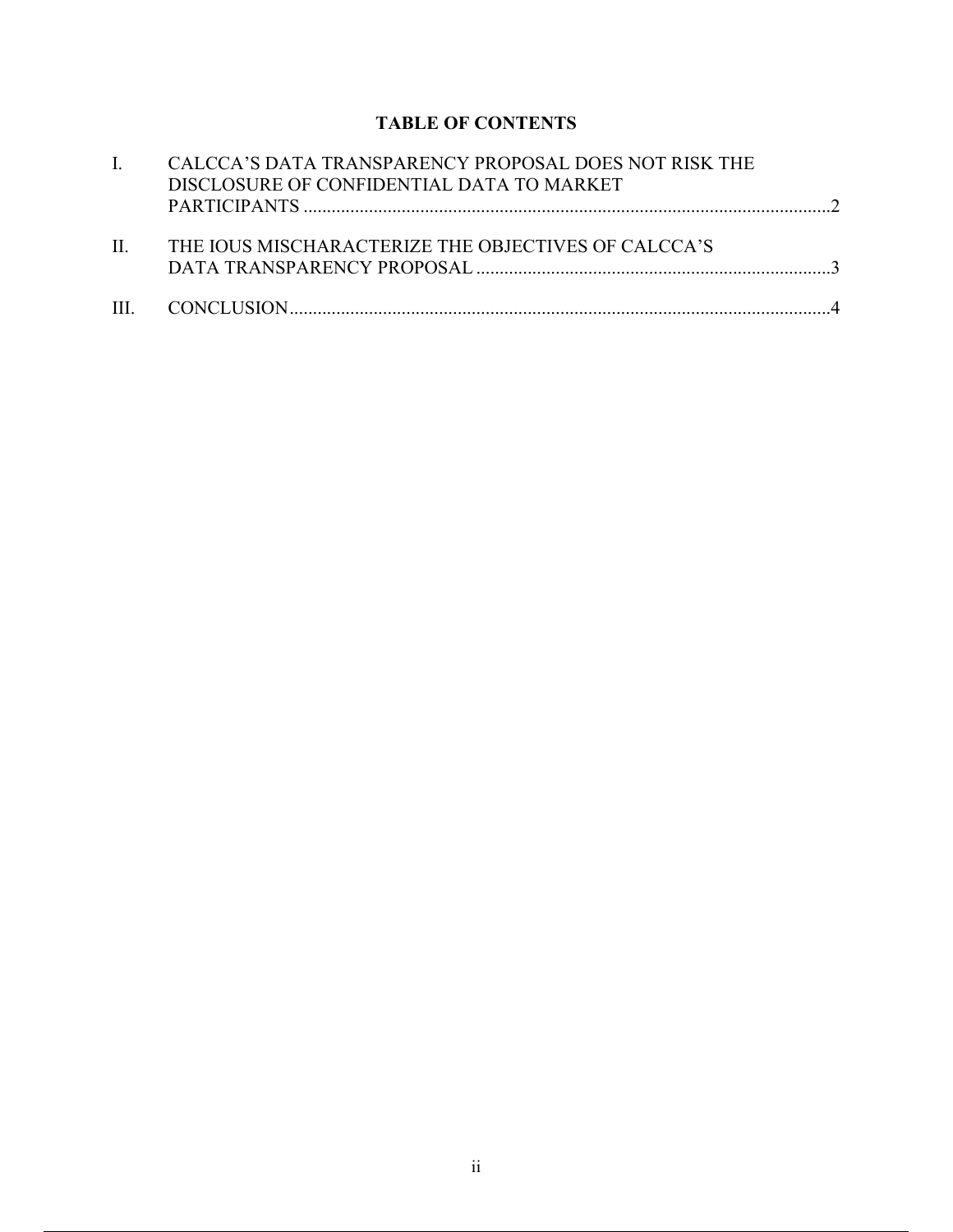# TABLE OF CONTENTS

I. CALCCA'S DATA TRANSPARENCY PROPOSAL DOES NOT RISK THE DISCLOSURE OF CONFIDENTIAL DATA TO MARKET PARTICIPANTS ....................2

II. THE IOUS MISCHARACTERIZE THE OBJECTIVES OF CALCCA'S DATA TRANSPARENCY PROPOSAL ....................3

III. CONCLUSION....................4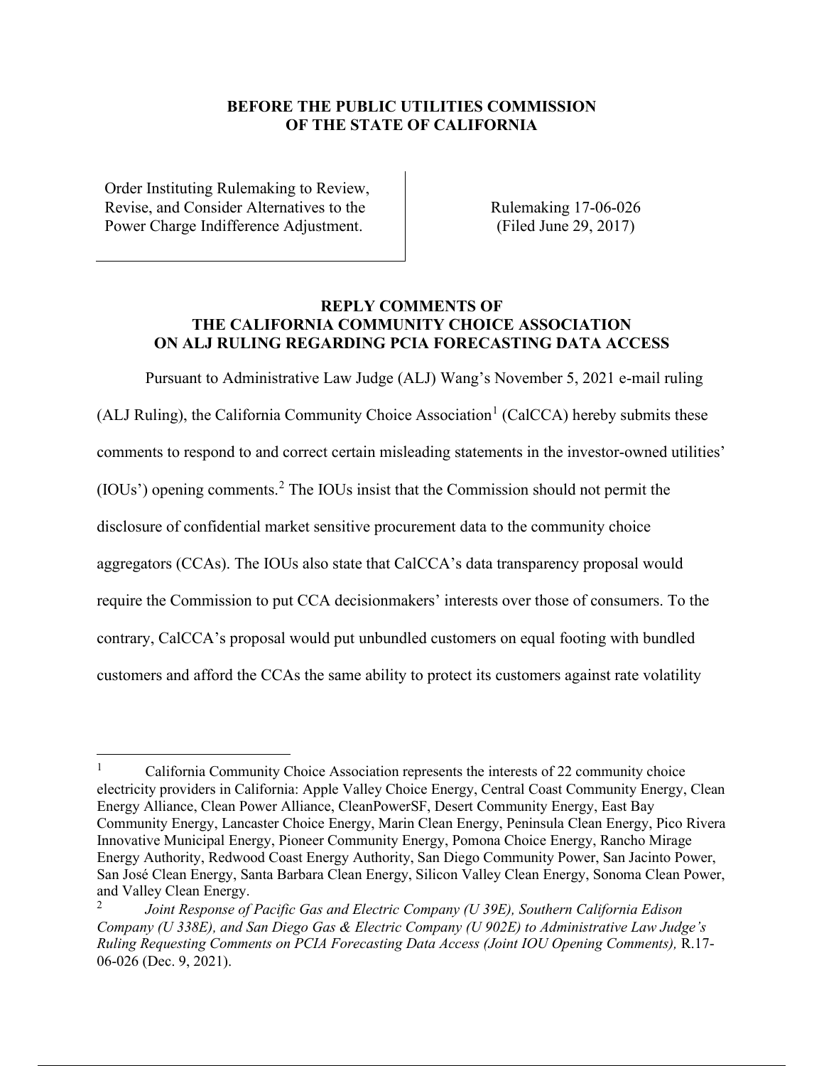**BEFORE THE PUBLIC UTILITIES COMMISSION OF THE STATE OF CALIFORNIA**

| Order Instituting Rulemaking to Review, Revise, and Consider Alternatives to the Power Charge Indifference Adjustment. | Rulemaking 17-06-026 (Filed June 29, 2017) |
| --- | --- |

**REPLY COMMENTS OF THE CALIFORNIA COMMUNITY CHOICE ASSOCIATION ON ALJ RULING REGARDING PCIA FORECASTING DATA ACCESS**

Pursuant to Administrative Law Judge (ALJ) Wang's November 5, 2021 e-mail ruling (ALJ Ruling), the California Community Choice Association[1] (CalCCA) hereby submits these comments to respond to and correct certain misleading statements in the investor-owned utilities' (IOUs') opening comments.[2] The IOUs insist that the Commission should not permit the disclosure of confidential market sensitive procurement data to the community choice aggregators (CCAs). The IOUs also state that CalCCA's data transparency proposal would require the Commission to put CCA decisionmakers' interests over those of consumers. To the contrary, CalCCA's proposal would put unbundled customers on equal footing with bundled customers and afford the CCAs the same ability to protect its customers against rate volatility

---

[1] California Community Choice Association represents the interests of 22 community choice electricity providers in California: Apple Valley Choice Energy, Central Coast Community Energy, Clean Energy Alliance, Clean Power Alliance, CleanPowerSF, Desert Community Energy, East Bay Community Energy, Lancaster Choice Energy, Marin Clean Energy, Peninsula Clean Energy, Pico Rivera Innovative Municipal Energy, Pioneer Community Energy, Pomona Choice Energy, Rancho Mirage Energy Authority, Redwood Coast Energy Authority, San Diego Community Power, San Jacinto Power, San José Clean Energy, Santa Barbara Clean Energy, Silicon Valley Clean Energy, Sonoma Clean Power, and Valley Clean Energy.

[2] *Joint Response of Pacific Gas and Electric Company (U 39E), Southern California Edison Company (U 338E), and San Diego Gas & Electric Company (U 902E) to Administrative Law Judge's Ruling Requesting Comments on PCIA Forecasting Data Access (Joint IOU Opening Comments),* R.17-06-026 (Dec. 9, 2021).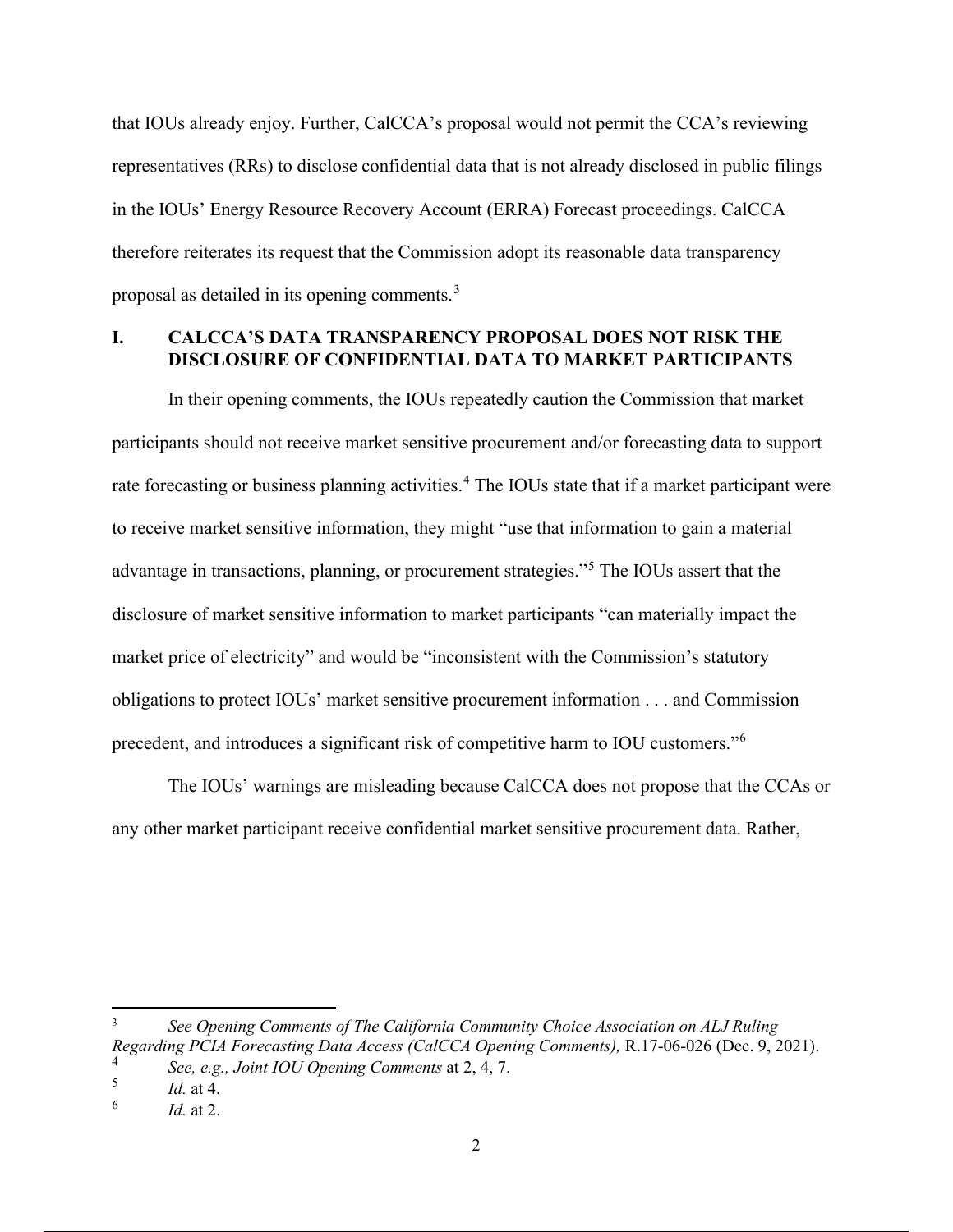that IOUs already enjoy. Further, CalCCA's proposal would not permit the CCA's reviewing representatives (RRs) to disclose confidential data that is not already disclosed in public filings in the IOUs' Energy Resource Recovery Account (ERRA) Forecast proceedings. CalCCA therefore reiterates its request that the Commission adopt its reasonable data transparency proposal as detailed in its opening comments.[3]

## I. CALCCA'S DATA TRANSPARENCY PROPOSAL DOES NOT RISK THE DISCLOSURE OF CONFIDENTIAL DATA TO MARKET PARTICIPANTS

In their opening comments, the IOUs repeatedly caution the Commission that market participants should not receive market sensitive procurement and/or forecasting data to support rate forecasting or business planning activities.[4] The IOUs state that if a market participant were to receive market sensitive information, they might "use that information to gain a material advantage in transactions, planning, or procurement strategies."[5] The IOUs assert that the disclosure of market sensitive information to market participants "can materially impact the market price of electricity" and would be "inconsistent with the Commission's statutory obligations to protect IOUs' market sensitive procurement information . . . and Commission precedent, and introduces a significant risk of competitive harm to IOU customers."[6]

The IOUs' warnings are misleading because CalCCA does not propose that the CCAs or any other market participant receive confidential market sensitive procurement data. Rather,

---

[3] *See Opening Comments of The California Community Choice Association on ALJ Ruling Regarding PCIA Forecasting Data Access (CalCCA Opening Comments),* R.17-06-026 (Dec. 9, 2021).

[4] *See, e.g., Joint IOU Opening Comments* at 2, 4, 7.

[5] *Id.* at 4.

[6] *Id.* at 2.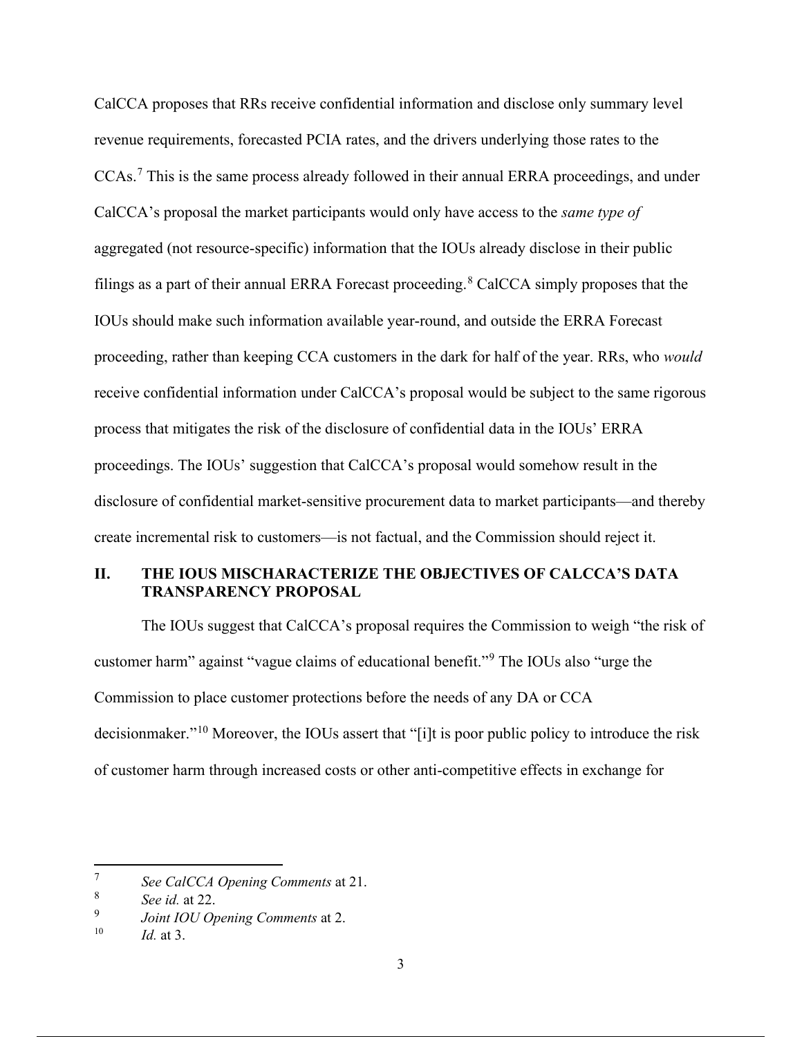CalCCA proposes that RRs receive confidential information and disclose only summary level revenue requirements, forecasted PCIA rates, and the drivers underlying those rates to the CCAs.[7] This is the same process already followed in their annual ERRA proceedings, and under CalCCA's proposal the market participants would only have access to the *same type of* aggregated (not resource-specific) information that the IOUs already disclose in their public filings as a part of their annual ERRA Forecast proceeding.[8] CalCCA simply proposes that the IOUs should make such information available year-round, and outside the ERRA Forecast proceeding, rather than keeping CCA customers in the dark for half of the year. RRs, who *would* receive confidential information under CalCCA's proposal would be subject to the same rigorous process that mitigates the risk of the disclosure of confidential data in the IOUs' ERRA proceedings. The IOUs' suggestion that CalCCA's proposal would somehow result in the disclosure of confidential market-sensitive procurement data to market participants—and thereby create incremental risk to customers—is not factual, and the Commission should reject it.

## II. THE IOUS MISCHARACTERIZE THE OBJECTIVES OF CALCCA'S DATA TRANSPARENCY PROPOSAL

The IOUs suggest that CalCCA's proposal requires the Commission to weigh "the risk of customer harm" against "vague claims of educational benefit."[9] The IOUs also "urge the Commission to place customer protections before the needs of any DA or CCA decisionmaker."[10] Moreover, the IOUs assert that "[i]t is poor public policy to introduce the risk of customer harm through increased costs or other anti-competitive effects in exchange for

---

7 *See CalCCA Opening Comments* at 21.

8 *See id.* at 22.

9 *Joint IOU Opening Comments* at 2.

10 *Id.* at 3.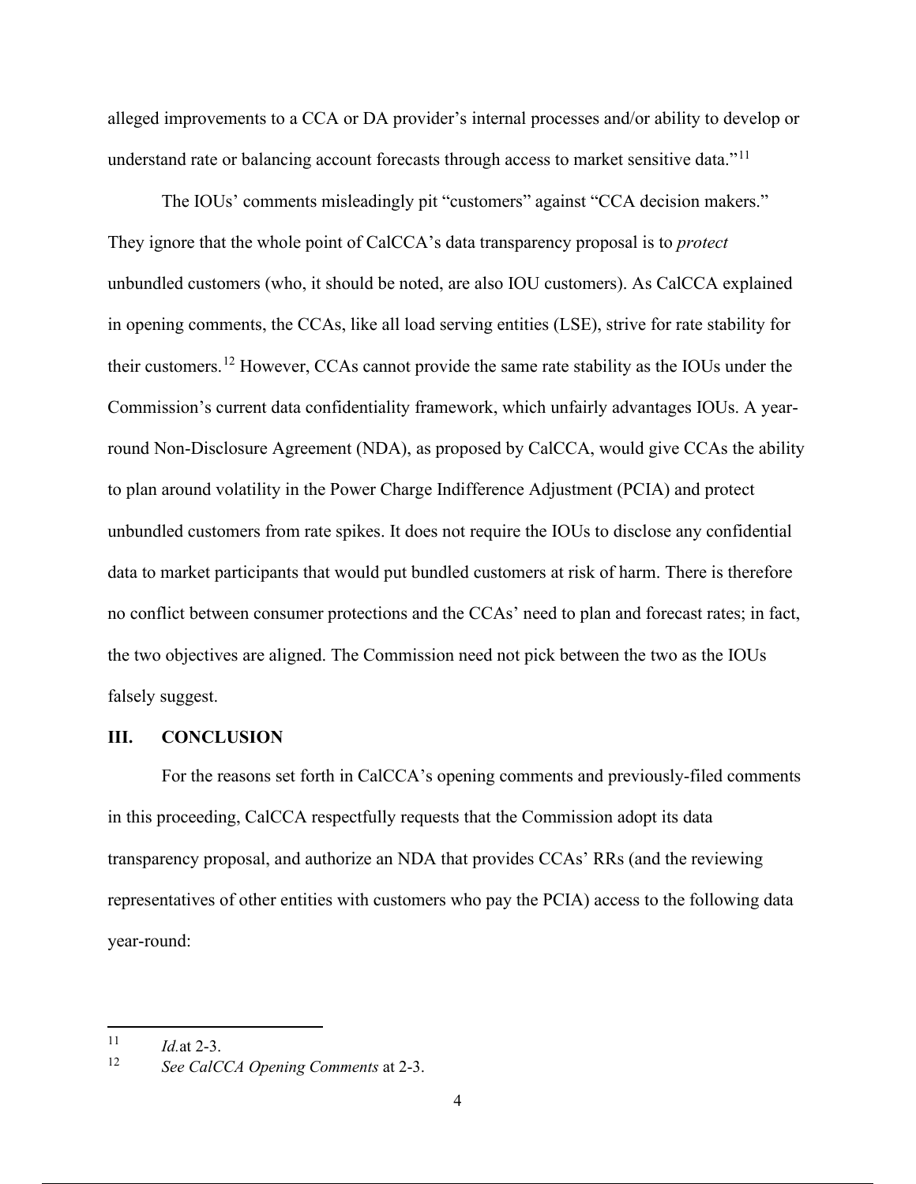alleged improvements to a CCA or DA provider's internal processes and/or ability to develop or understand rate or balancing account forecasts through access to market sensitive data."[11]

The IOUs' comments misleadingly pit "customers" against "CCA decision makers." They ignore that the whole point of CalCCA's data transparency proposal is to *protect* unbundled customers (who, it should be noted, are also IOU customers). As CalCCA explained in opening comments, the CCAs, like all load serving entities (LSE), strive for rate stability for their customers.[12] However, CCAs cannot provide the same rate stability as the IOUs under the Commission's current data confidentiality framework, which unfairly advantages IOUs. A year-round Non-Disclosure Agreement (NDA), as proposed by CalCCA, would give CCAs the ability to plan around volatility in the Power Charge Indifference Adjustment (PCIA) and protect unbundled customers from rate spikes. It does not require the IOUs to disclose any confidential data to market participants that would put bundled customers at risk of harm. There is therefore no conflict between consumer protections and the CCAs' need to plan and forecast rates; in fact, the two objectives are aligned. The Commission need not pick between the two as the IOUs falsely suggest.

## III. CONCLUSION

For the reasons set forth in CalCCA's opening comments and previously-filed comments in this proceeding, CalCCA respectfully requests that the Commission adopt its data transparency proposal, and authorize an NDA that provides CCAs' RRs (and the reviewing representatives of other entities with customers who pay the PCIA) access to the following data year-round:

---

[11] *Id.* at 2-3.

[12] *See CalCCA Opening Comments* at 2-3.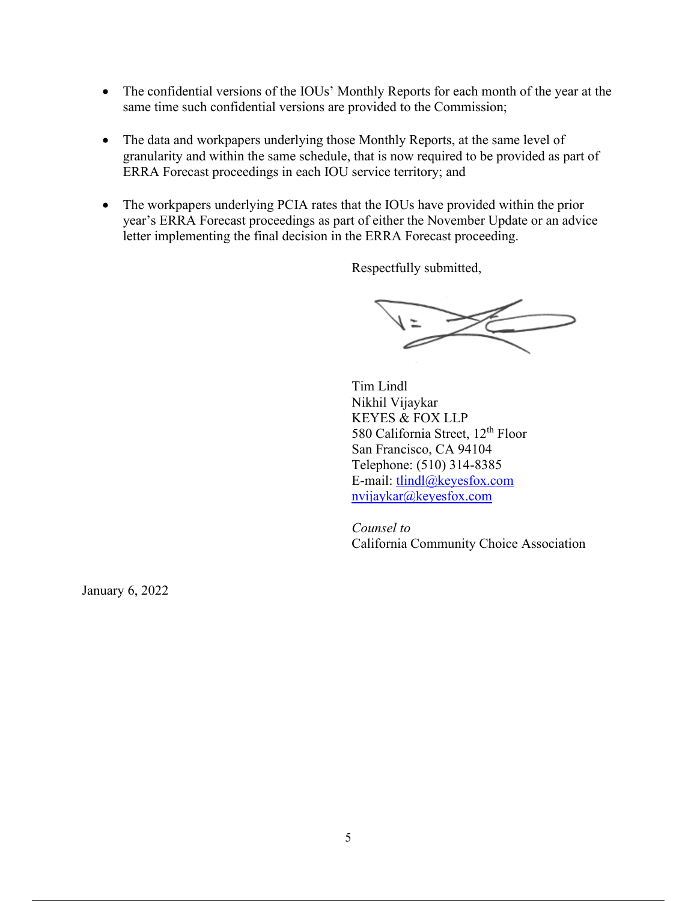- The confidential versions of the IOUs' Monthly Reports for each month of the year at the same time such confidential versions are provided to the Commission;

- The data and workpapers underlying those Monthly Reports, at the same level of granularity and within the same schedule, that is now required to be provided as part of ERRA Forecast proceedings in each IOU service territory; and

- The workpapers underlying PCIA rates that the IOUs have provided within the prior year's ERRA Forecast proceedings as part of either the November Update or an advice letter implementing the final decision in the ERRA Forecast proceeding.

Respectfully submitted,

Tim Lindl
Nikhil Vijaykar
KEYES & FOX LLP
580 California Street, 12th Floor
San Francisco, CA 94104
Telephone: (510) 314-8385
E-mail: tlindl@keyesfox.com
nvijaykar@keyesfox.com

*Counsel to*
California Community Choice Association

January 6, 2022